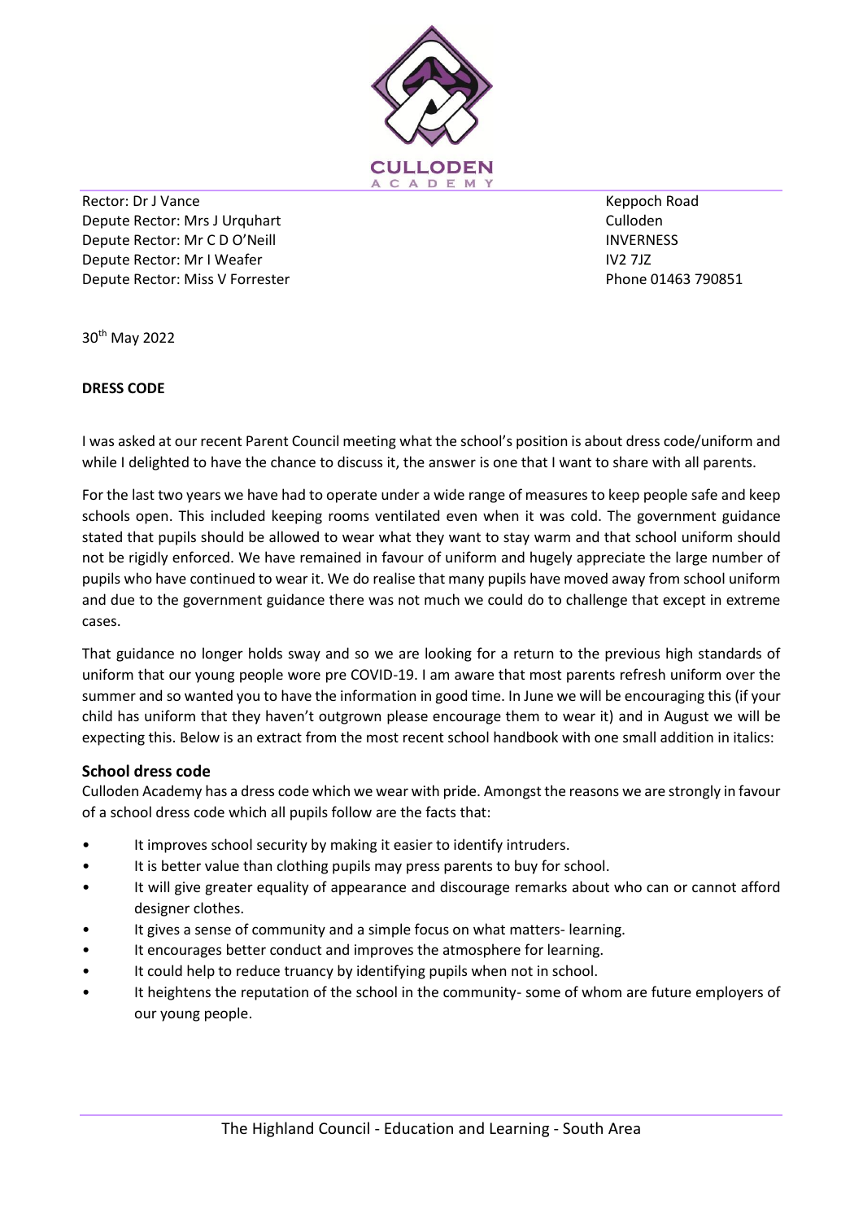CULLODEN ACADEMY

Rector: Dr J Vance
Depute Rector: Mrs J Urquhart
Depute Rector: Mr C D O'Neill
Depute Rector: Mr I Weafer
Depute Rector: Miss V Forrester

Keppoch Road
Culloden
INVERNESS
IV2 7JZ
Phone 01463 790851

30th May 2022

**DRESS CODE**

I was asked at our recent Parent Council meeting what the school's position is about dress code/uniform and while I delighted to have the chance to discuss it, the answer is one that I want to share with all parents.

For the last two years we have had to operate under a wide range of measures to keep people safe and keep schools open. This included keeping rooms ventilated even when it was cold. The government guidance stated that pupils should be allowed to wear what they want to stay warm and that school uniform should not be rigidly enforced. We have remained in favour of uniform and hugely appreciate the large number of pupils who have continued to wear it. We do realise that many pupils have moved away from school uniform and due to the government guidance there was not much we could do to challenge that except in extreme cases.

That guidance no longer holds sway and so we are looking for a return to the previous high standards of uniform that our young people wore pre COVID-19. I am aware that most parents refresh uniform over the summer and so wanted you to have the information in good time. In June we will be encouraging this (if your child has uniform that they haven't outgrown please encourage them to wear it) and in August we will be expecting this. Below is an extract from the most recent school handbook with one small addition in italics:

### School dress code

Culloden Academy has a dress code which we wear with pride. Amongst the reasons we are strongly in favour of a school dress code which all pupils follow are the facts that:

- It improves school security by making it easier to identify intruders.
- It is better value than clothing pupils may press parents to buy for school.
- It will give greater equality of appearance and discourage remarks about who can or cannot afford designer clothes.
- It gives a sense of community and a simple focus on what matters- learning.
- It encourages better conduct and improves the atmosphere for learning.
- It could help to reduce truancy by identifying pupils when not in school.
- It heightens the reputation of the school in the community- some of whom are future employers of our young people.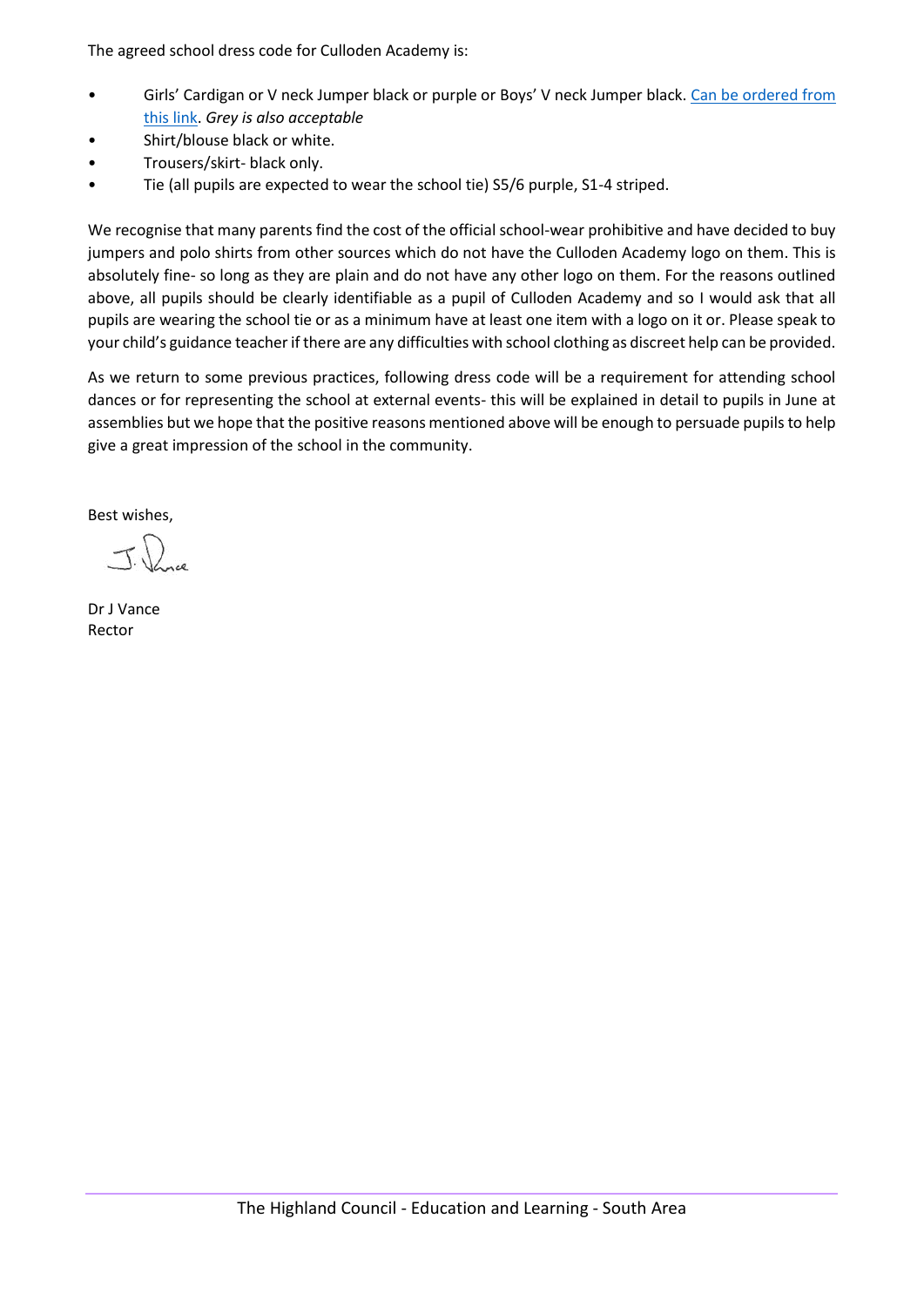The agreed school dress code for Culloden Academy is:

- Girls' Cardigan or V neck Jumper black or purple or Boys' V neck Jumper black. Can be ordered from this link. *Grey is also acceptable*
- Shirt/blouse black or white.
- Trousers/skirt- black only.
- Tie (all pupils are expected to wear the school tie) S5/6 purple, S1-4 striped.

We recognise that many parents find the cost of the official school-wear prohibitive and have decided to buy jumpers and polo shirts from other sources which do not have the Culloden Academy logo on them. This is absolutely fine- so long as they are plain and do not have any other logo on them. For the reasons outlined above, all pupils should be clearly identifiable as a pupil of Culloden Academy and so I would ask that all pupils are wearing the school tie or as a minimum have at least one item with a logo on it or. Please speak to your child's guidance teacher if there are any difficulties with school clothing as discreet help can be provided.

As we return to some previous practices, following dress code will be a requirement for attending school dances or for representing the school at external events- this will be explained in detail to pupils in June at assemblies but we hope that the positive reasons mentioned above will be enough to persuade pupils to help give a great impression of the school in the community.

Best wishes,

J. Vance

Dr J Vance
Rector